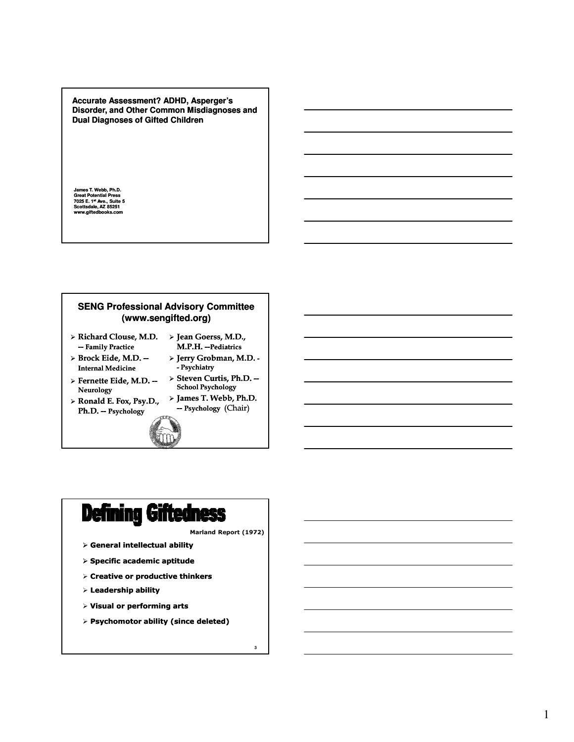## Accurate Assessment? ADHD, Asperger's Disorder, and Other Common Misdiagnoses and Dual Diagnoses of Gifted Children

James T. Webb, Ph.D.
Great Potential Press
7025 E. 1st Ave., Suite 5
Scottsdale, AZ 85251
www.giftedbooks.com

## SENG Professional Advisory Committee (www.sengifted.org)

- Richard Clouse, M.D. -- Family Practice
- Brock Eide, M.D. -- Internal Medicine
- Fernette Eide, M.D. -- Neurology
- Ronald E. Fox, Psy.D., Ph.D. -- Psychology
- Jean Goerss, M.D., M.P.H. --Pediatrics
- Jerry Grobman, M.D. -- Psychiatry
- Steven Curtis, Ph.D. -- School Psychology
- James T. Webb, Ph.D. -- Psychology (Chair)

## Defining Giftedness

Marland Report (1972)

- **General intellectual ability**
- **Specific academic aptitude**
- **Creative or productive thinkers**
- **Leadership ability**
- **Visual or performing arts**
- **Psychomotor ability (since deleted)**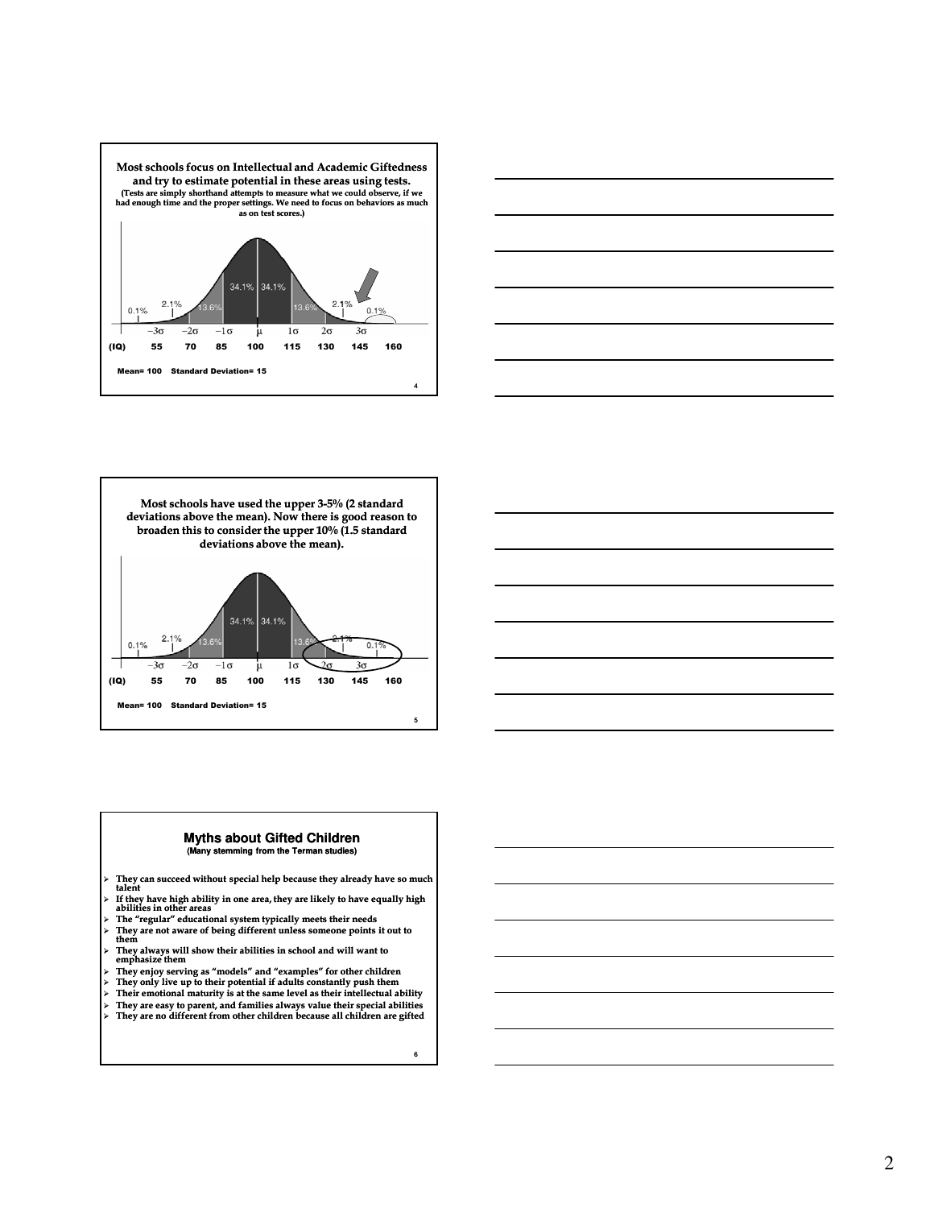## Most schools focus on Intellectual and Academic Giftedness and try to estimate potential in these areas using tests.

(Tests are simply shorthand attempts to measure what we could observe, if we had enough time and the proper settings. We need to focus on behaviors as much as on test scores.)

| | $-3\sigma$ | $-2\sigma$ | $-1\sigma$ | $\mu$ | $1\sigma$ | $2\sigma$ | $3\sigma$ | |
|---|---|---|---|---|---|---|---|---|
| (IQ) | 55 | 70 | 85 | 100 | 115 | 130 | 145 | 160 |

Percentages: 0.1%, 2.1%, 13.6%, 34.1%, 34.1%, 13.6%, 2.1%, 0.1%

Mean= 100 Standard Deviation= 15

## Most schools have used the upper 3-5% (2 standard deviations above the mean). Now there is good reason to broaden this to consider the upper 10% (1.5 standard deviations above the mean).

| | $-3\sigma$ | $-2\sigma$ | $-1\sigma$ | $\mu$ | $1\sigma$ | $2\sigma$ | $3\sigma$ | |
|---|---|---|---|---|---|---|---|---|
| (IQ) | 55 | 70 | 85 | 100 | 115 | 130 | 145 | 160 |

Percentages: 0.1%, 2.1%, 13.6%, 34.1%, 34.1%, 13.6%, 2.1%, 0.1%

Mean= 100 Standard Deviation= 15

## Myths about Gifted Children

(Many stemming from the Terman studies)

- They can succeed without special help because they already have so much talent
- If they have high ability in one area, they are likely to have equally high abilities in other areas
- The "regular" educational system typically meets their needs
- They are not aware of being different unless someone points it out to them
- They always will show their abilities in school and will want to emphasize them
- They enjoy serving as "models" and "examples" for other children
- They only live up to their potential if adults constantly push them
- Their emotional maturity is at the same level as their intellectual ability
- They are easy to parent, and families always value their special abilities
- They are no different from other children because all children are gifted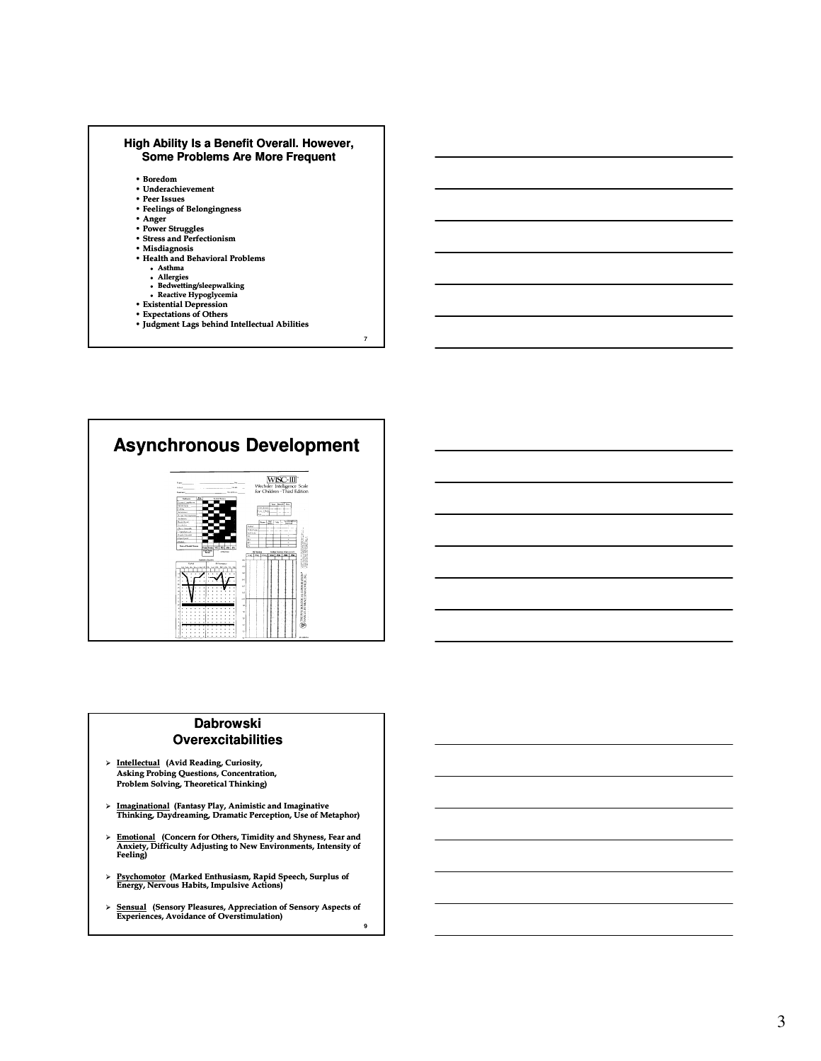## High Ability Is a Benefit Overall. However, Some Problems Are More Frequent

- **Boredom**
- **Underachievement**
- **Peer Issues**
- **Feelings of Belongingness**
- **Anger**
- **Power Struggles**
- **Stress and Perfectionism**
- **Misdiagnosis**
- **Health and Behavioral Problems**
  - **Asthma**
  - **Allergies**
  - **Bedwetting/sleepwalking**
  - **Reactive Hypoglycemia**
- **Existential Depression**
- **Expectations of Others**
- **Judgment Lags behind Intellectual Abilities**

## Asynchronous Development

## Dabrowski Overexcitabilities

- **Intellectual** **(Avid Reading, Curiosity, Asking Probing Questions, Concentration, Problem Solving, Theoretical Thinking)**
- **Imaginational** **(Fantasy Play, Animistic and Imaginative Thinking, Daydreaming, Dramatic Perception, Use of Metaphor)**
- **Emotional** **(Concern for Others, Timidity and Shyness, Fear and Anxiety, Difficulty Adjusting to New Environments, Intensity of Feeling)**
- **Psychomotor** **(Marked Enthusiasm, Rapid Speech, Surplus of Energy, Nervous Habits, Impulsive Actions)**
- **Sensual** **(Sensory Pleasures, Appreciation of Sensory Aspects of Experiences, Avoidance of Overstimulation)**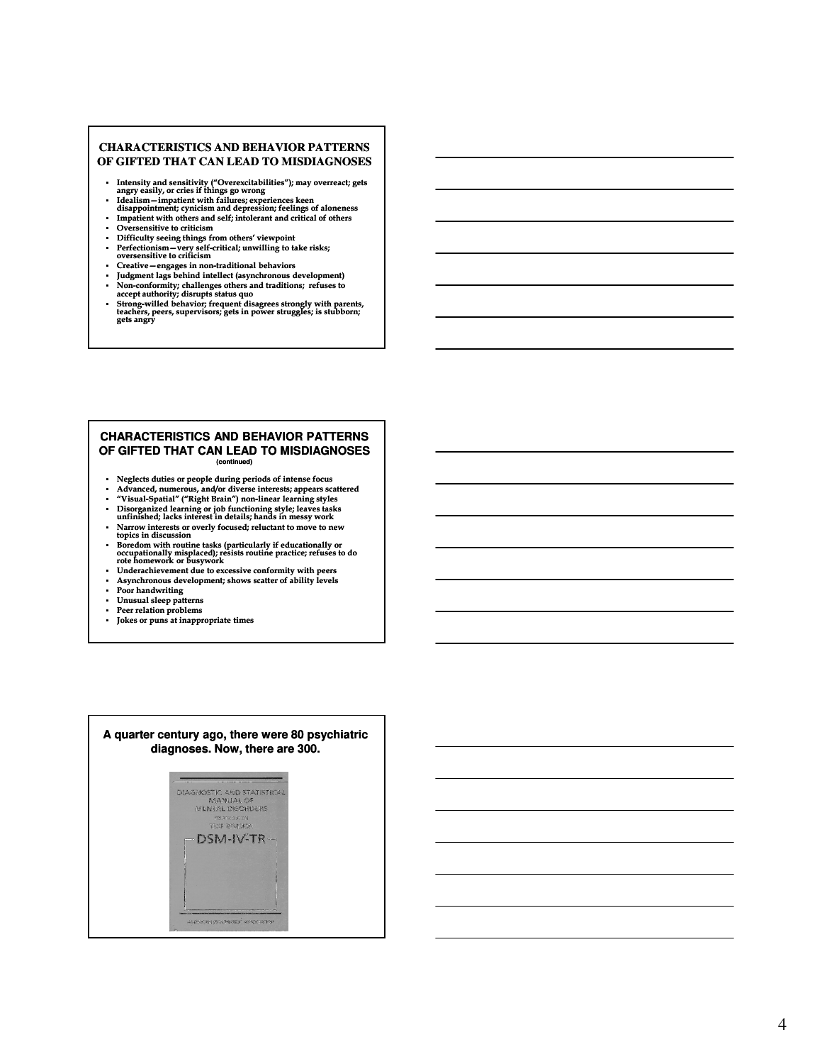## CHARACTERISTICS AND BEHAVIOR PATTERNS OF GIFTED THAT CAN LEAD TO MISDIAGNOSES

- Intensity and sensitivity ("Overexcitabilities"); may overreact; gets angry easily, or cries if things go wrong
- Idealism—impatient with failures; experiences keen disappointment; cynicism and depression; feelings of aloneness
- Impatient with others and self; intolerant and critical of others
- Oversensitive to criticism
- Difficulty seeing things from others' viewpoint
- Perfectionism—very self-critical; unwilling to take risks; oversensitive to criticism
- Creative—engages in non-traditional behaviors
- Judgment lags behind intellect (asynchronous development)
- Non-conformity; challenges others and traditions; refuses to accept authority; disrupts status quo
- Strong-willed behavior; frequent disagrees strongly with parents, teachers, peers, supervisors; gets in power struggles; is stubborn; gets angry

## CHARACTERISTICS AND BEHAVIOR PATTERNS OF GIFTED THAT CAN LEAD TO MISDIAGNOSES (continued)

- Neglects duties or people during periods of intense focus
- Advanced, numerous, and/or diverse interests; appears scattered
- "Visual-Spatial" ("Right Brain") non-linear learning styles
- Disorganized learning or job functioning style; leaves tasks unfinished; lacks interest in details; hands in messy work
- Narrow interests or overly focused; reluctant to move to new topics in discussion
- Boredom with routine tasks (particularly if educationally or occupationally misplaced); resists routine practice; refuses to do rote homework or busywork
- Underachievement due to excessive conformity with peers
- Asynchronous development; shows scatter of ability levels
- Poor handwriting
- Unusual sleep patterns
- Peer relation problems
- Jokes or puns at inappropriate times

## A quarter century ago, there were 80 psychiatric diagnoses. Now, there are 300.

DIAGNOSTIC AND STATISTICAL MANUAL OF MENTAL DISORDERS

DSM-IV-TR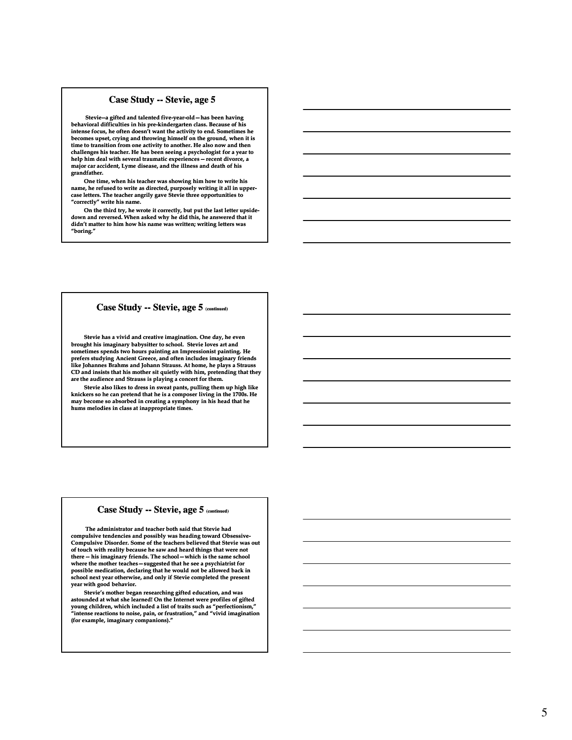## Case Study -- Stevie, age 5

Stevie--a gifted and talented five-year-old—has been having behavioral difficulties in his pre-kindergarten class. Because of his intense focus, he often doesn't want the activity to end. Sometimes he becomes upset, crying and throwing himself on the ground, when it is time to transition from one activity to another. He also now and then challenges his teacher. He has been seeing a psychologist for a year to help him deal with several traumatic experiences -- recent divorce, a major car accident, Lyme disease, and the illness and death of his grandfather.

One time, when his teacher was showing him how to write his name, he refused to write as directed, purposely writing it all in upper-case letters. The teacher angrily gave Stevie three opportunities to "correctly" write his name.

On the third try, he wrote it correctly, but put the last letter upside-down and reversed. When asked why he did this, he answered that it didn't matter to him how his name was written; writing letters was "boring."

## Case Study -- Stevie, age 5 (continued)

Stevie has a vivid and creative imagination. One day, he even brought his imaginary babysitter to school. Stevie loves art and sometimes spends two hours painting an Impressionist painting. He prefers studying Ancient Greece, and often includes imaginary friends like Johannes Brahms and Johann Strauss. At home, he plays a Strauss CD and insists that his mother sit quietly with him, pretending that they are the audience and Strauss is playing a concert for them.

Stevie also likes to dress in sweat pants, pulling them up high like knickers so he can pretend that he is a composer living in the 1700s. He may become so absorbed in creating a symphony in his head that he hums melodies in class at inappropriate times.

## Case Study -- Stevie, age 5 (continued)

The administrator and teacher both said that Stevie had compulsive tendencies and possibly was heading toward Obsessive-Compulsive Disorder. Some of the teachers believed that Stevie was out of touch with reality because he saw and heard things that were not there -- his imaginary friends. The school—which is the same school where the mother teaches—suggested that he see a psychiatrist for possible medication, declaring that he would not be allowed back in school next year otherwise, and only if Stevie completed the present year with good behavior.

Stevie's mother began researching gifted education, and was astounded at what she learned! On the Internet were profiles of gifted young children, which included a list of traits such as "perfectionism," "intense reactions to noise, pain, or frustration," and "vivid imagination (for example, imaginary companions)."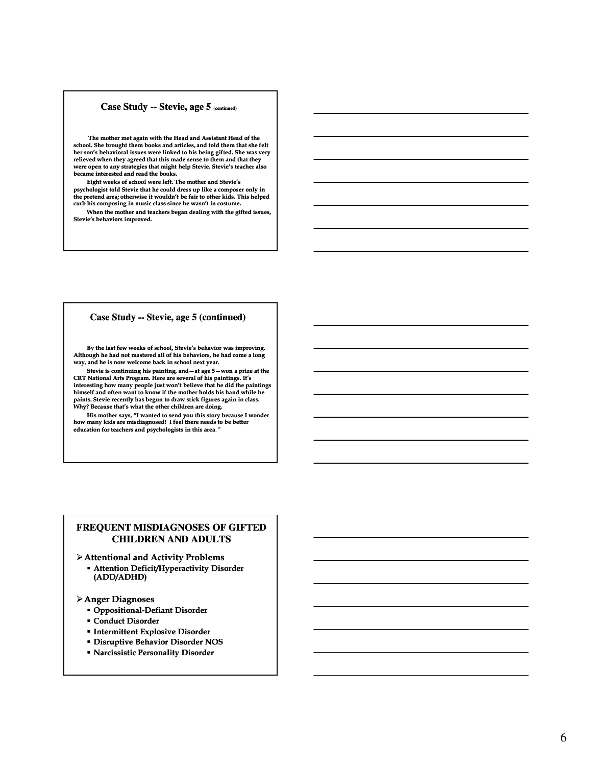## Case Study -- Stevie, age 5 (continued)

The mother met again with the Head and Assistant Head of the school. She brought them books and articles, and told them that she felt her son's behavioral issues were linked to his being gifted. She was very relieved when they agreed that this made sense to them and that they were open to any strategies that might help Stevie. Stevie's teacher also became interested and read the books.

Eight weeks of school were left. The mother and Stevie's psychologist told Stevie that he could dress up like a composer only in the pretend area; otherwise it wouldn't be fair to other kids. This helped curb his composing in music class since he wasn't in costume.

When the mother and teachers began dealing with the gifted issues, Stevie's behaviors improved.

## Case Study -- Stevie, age 5 (continued)

By the last few weeks of school, Stevie's behavior was improving. Although he had not mastered all of his behaviors, he had come a long way, and he is now welcome back in school next year.

Stevie is continuing his painting, and—at age 5—won a prize at the CRT National Arts Program. Here are several of his paintings. It's interesting how many people just won't believe that he did the paintings himself and often want to know if the mother holds his hand while he paints. Stevie recently has begun to draw stick figures again in class. Why? Because that's what the other children are doing.

His mother says, "I wanted to send you this story because I wonder how many kids are misdiagnosed! I feel there needs to be better education for teachers and psychologists in this area."

## FREQUENT MISDIAGNOSES OF GIFTED CHILDREN AND ADULTS

- **Attentional and Activity Problems**
  - Attention Deficit/Hyperactivity Disorder (ADD/ADHD)
- **Anger Diagnoses**
  - Oppositional-Defiant Disorder
  - Conduct Disorder
  - Intermittent Explosive Disorder
  - Disruptive Behavior Disorder NOS
  - Narcissistic Personality Disorder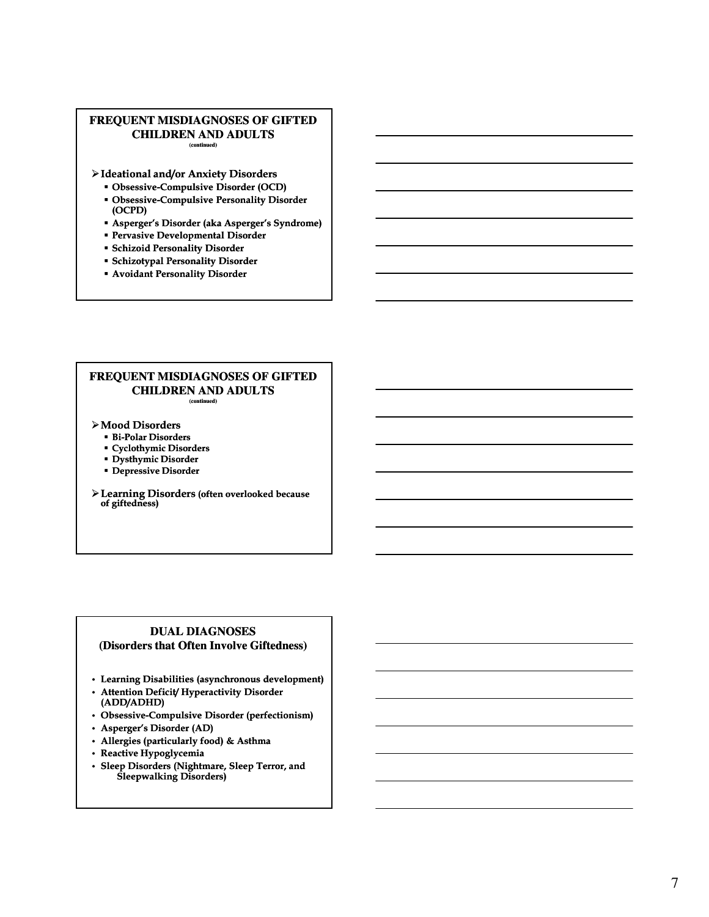## FREQUENT MISDIAGNOSES OF GIFTED CHILDREN AND ADULTS

(continued)

- **Ideational and/or Anxiety Disorders**
  - **Obsessive-Compulsive Disorder (OCD)**
  - **Obsessive-Compulsive Personality Disorder (OCPD)**
  - **Asperger's Disorder (aka Asperger's Syndrome)**
  - **Pervasive Developmental Disorder**
  - **Schizoid Personality Disorder**
  - **Schizotypal Personality Disorder**
  - **Avoidant Personality Disorder**

## FREQUENT MISDIAGNOSES OF GIFTED CHILDREN AND ADULTS

(continued)

- **Mood Disorders**
  - **Bi-Polar Disorders**
  - **Cyclothymic Disorders**
  - **Dysthymic Disorder**
  - **Depressive Disorder**
- **Learning Disorders (often overlooked because of giftedness)**

## DUAL DIAGNOSES
## (Disorders that Often Involve Giftedness)

- **Learning Disabilities (asynchronous development)**
- **Attention Deficit/ Hyperactivity Disorder (ADD/ADHD)**
- **Obsessive-Compulsive Disorder (perfectionism)**
- **Asperger's Disorder (AD)**
- **Allergies (particularly food) & Asthma**
- **Reactive Hypoglycemia**
- **Sleep Disorders (Nightmare, Sleep Terror, and Sleepwalking Disorders)**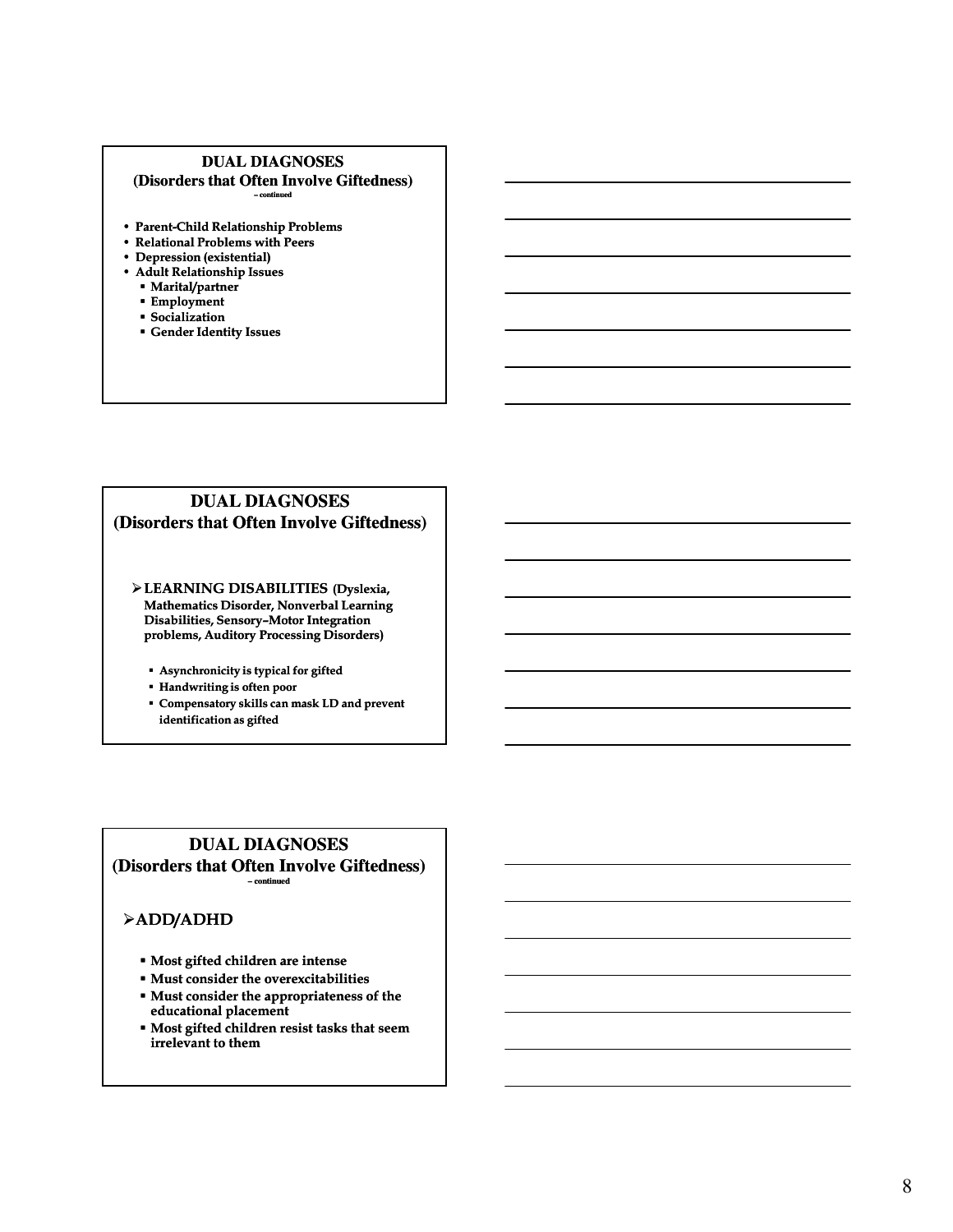## DUAL DIAGNOSES
### (Disorders that Often Involve Giftedness)
– continued

- **Parent-Child Relationship Problems**
- **Relational Problems with Peers**
- **Depression (existential)**
- **Adult Relationship Issues**
  - **Marital/partner**
  - **Employment**
  - **Socialization**
  - **Gender Identity Issues**

## DUAL DIAGNOSES
### (Disorders that Often Involve Giftedness)

- **LEARNING DISABILITIES (Dyslexia, Mathematics Disorder, Nonverbal Learning Disabilities, Sensory–Motor Integration problems, Auditory Processing Disorders)**
  - **Asynchronicity is typical for gifted**
  - **Handwriting is often poor**
  - **Compensatory skills can mask LD and prevent identification as gifted**

## DUAL DIAGNOSES
### (Disorders that Often Involve Giftedness)
– continued

- **ADD/ADHD**
  - **Most gifted children are intense**
  - **Must consider the overexcitabilities**
  - **Must consider the appropriateness of the educational placement**
  - **Most gifted children resist tasks that seem irrelevant to them**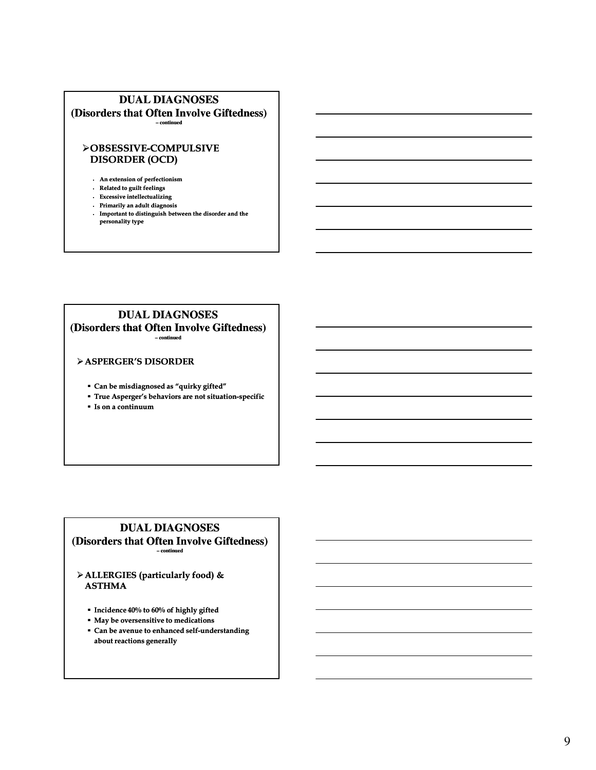## DUAL DIAGNOSES
## (Disorders that Often Involve Giftedness)
– continued

- **OBSESSIVE-COMPULSIVE DISORDER (OCD)**
  - An extension of perfectionism
  - Related to guilt feelings
  - Excessive intellectualizing
  - Primarily an adult diagnosis
  - Important to distinguish between the disorder and the personality type

## DUAL DIAGNOSES
## (Disorders that Often Involve Giftedness)
– continued

- **ASPERGER'S DISORDER**
  - Can be misdiagnosed as "quirky gifted"
  - True Asperger's behaviors are not situation-specific
  - Is on a continuum

## DUAL DIAGNOSES
## (Disorders that Often Involve Giftedness)
– continued

- **ALLERGIES (particularly food) & ASTHMA**
  - Incidence 40% to 60% of highly gifted
  - May be oversensitive to medications
  - Can be avenue to enhanced self-understanding about reactions generally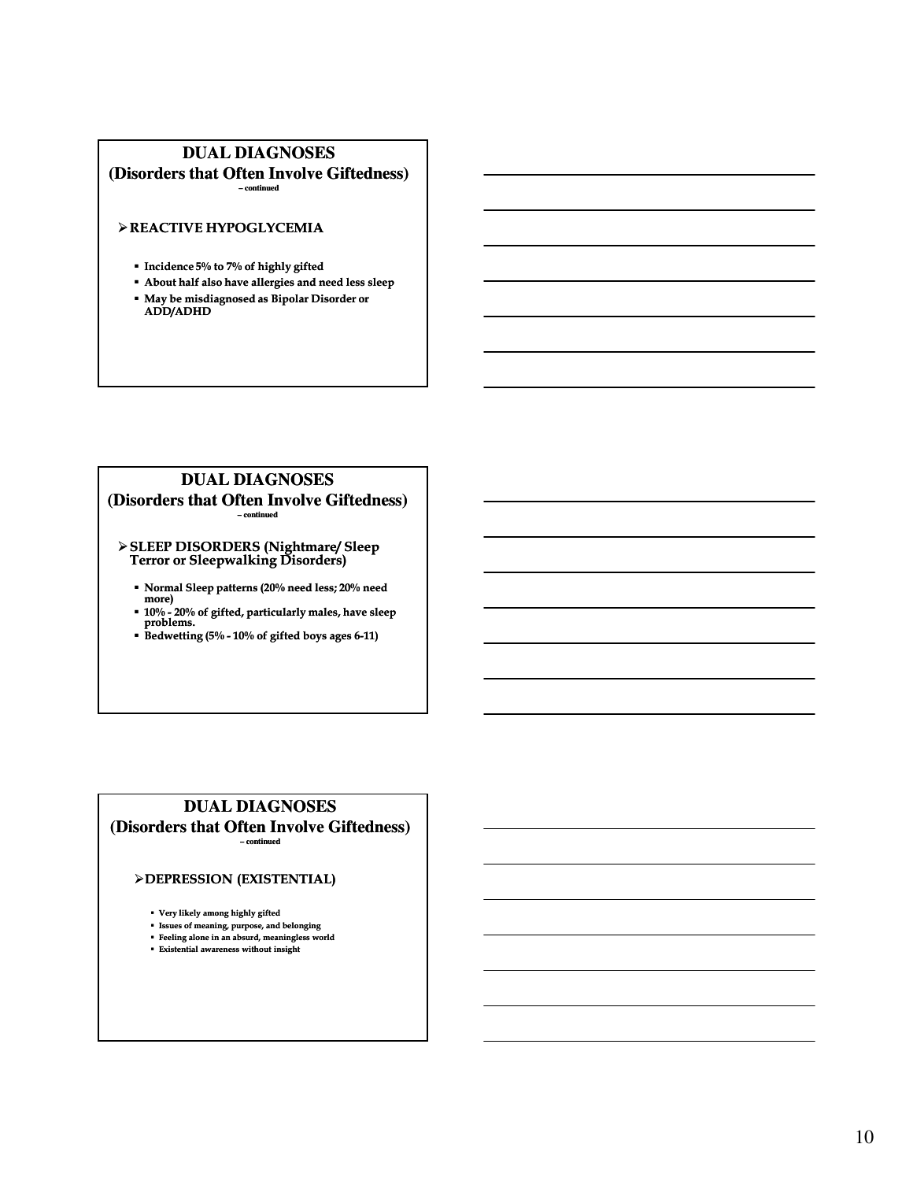## DUAL DIAGNOSES
### (Disorders that Often Involve Giftedness)
– continued

- **REACTIVE HYPOGLYCEMIA**
  - Incidence 5% to 7% of highly gifted
  - About half also have allergies and need less sleep
  - May be misdiagnosed as Bipolar Disorder or ADD/ADHD

## DUAL DIAGNOSES
### (Disorders that Often Involve Giftedness)
– continued

- **SLEEP DISORDERS (Nightmare/ Sleep Terror or Sleepwalking Disorders)**
  - Normal Sleep patterns (20% need less; 20% need more)
  - 10% - 20% of gifted, particularly males, have sleep problems.
  - Bedwetting (5% - 10% of gifted boys ages 6-11)

## DUAL DIAGNOSES
### (Disorders that Often Involve Giftedness)
– continued

- **DEPRESSION (EXISTENTIAL)**
  - Very likely among highly gifted
  - Issues of meaning, purpose, and belonging
  - Feeling alone in an absurd, meaningless world
  - Existential awareness without insight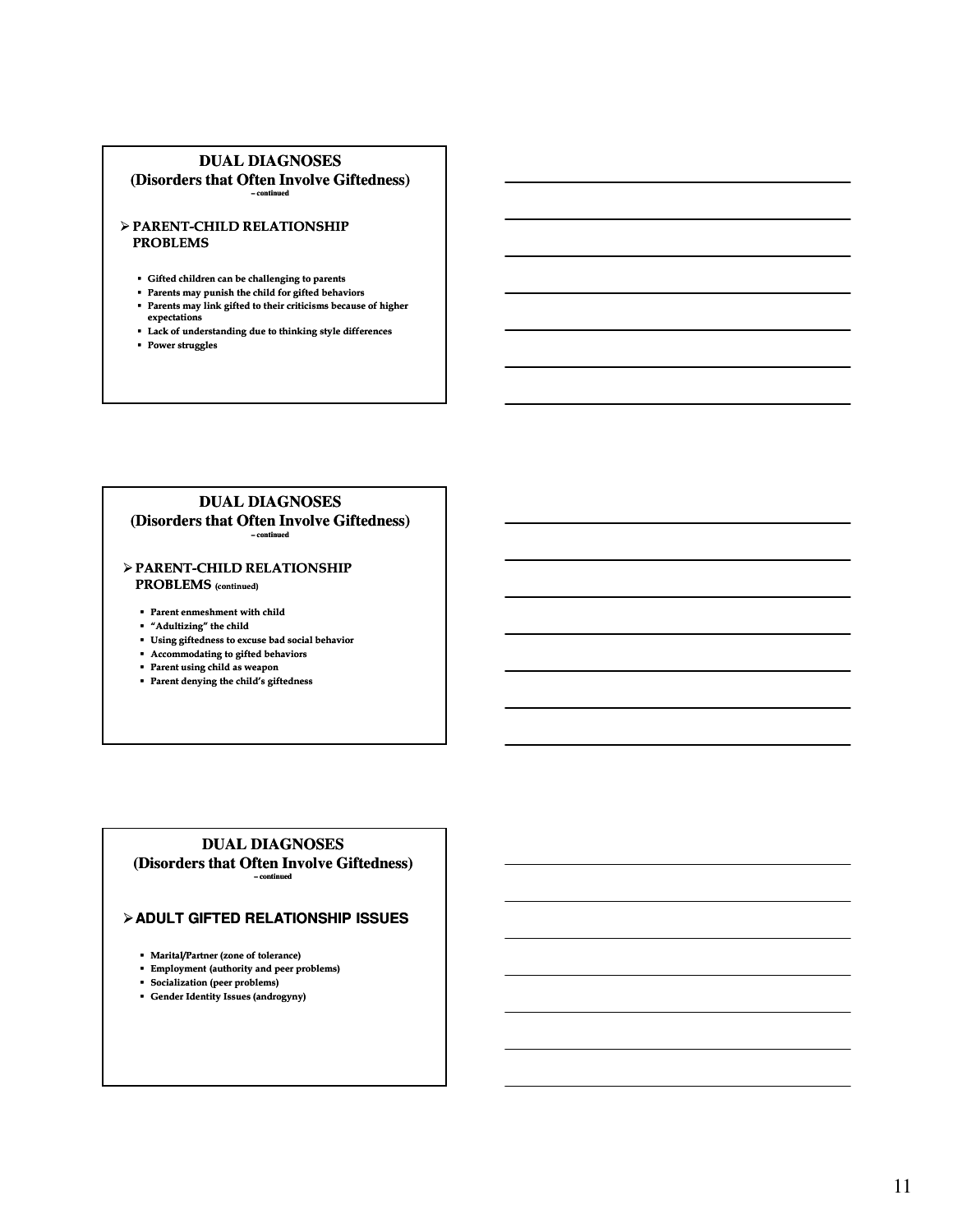## DUAL DIAGNOSES (Disorders that Often Involve Giftedness)

– continued

- **PARENT-CHILD RELATIONSHIP PROBLEMS**
  - Gifted children can be challenging to parents
  - Parents may punish the child for gifted behaviors
  - Parents may link gifted to their criticisms because of higher expectations
  - Lack of understanding due to thinking style differences
  - Power struggles

## DUAL DIAGNOSES (Disorders that Often Involve Giftedness)

– continued

- **PARENT-CHILD RELATIONSHIP PROBLEMS** (continued)
  - Parent enmeshment with child
  - "Adultizing" the child
  - Using giftedness to excuse bad social behavior
  - Accommodating to gifted behaviors
  - Parent using child as weapon
  - Parent denying the child's giftedness

## DUAL DIAGNOSES (Disorders that Often Involve Giftedness)

– continued

- **ADULT GIFTED RELATIONSHIP ISSUES**
  - Marital/Partner (zone of tolerance)
  - Employment (authority and peer problems)
  - Socialization (peer problems)
  - Gender Identity Issues (androgyny)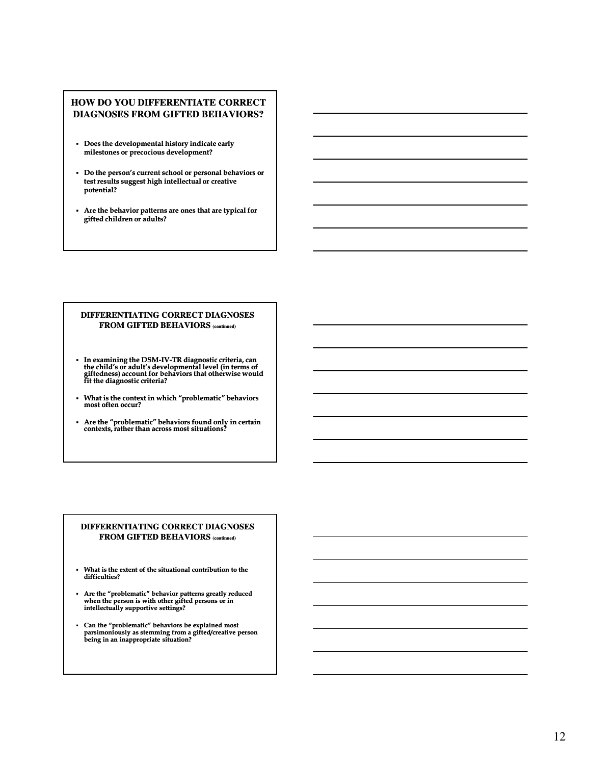## HOW DO YOU DIFFERENTIATE CORRECT DIAGNOSES FROM GIFTED BEHAVIORS?

- **Does the developmental history indicate early milestones or precocious development?**
- **Do the person's current school or personal behaviors or test results suggest high intellectual or creative potential?**
- **Are the behavior patterns are ones that are typical for gifted children or adults?**

## DIFFERENTIATING CORRECT DIAGNOSES FROM GIFTED BEHAVIORS (continued)

- **In examining the DSM-IV-TR diagnostic criteria, can the child's or adult's developmental level (in terms of giftedness) account for behaviors that otherwise would fit the diagnostic criteria?**
- **What is the context in which "problematic" behaviors most often occur?**
- **Are the "problematic" behaviors found only in certain contexts, rather than across most situations?**

## DIFFERENTIATING CORRECT DIAGNOSES FROM GIFTED BEHAVIORS (continued)

- **What is the extent of the situational contribution to the difficulties?**
- **Are the "problematic" behavior patterns greatly reduced when the person is with other gifted persons or in intellectually supportive settings?**
- **Can the "problematic" behaviors be explained most parsimoniously as stemming from a gifted/creative person being in an inappropriate situation?**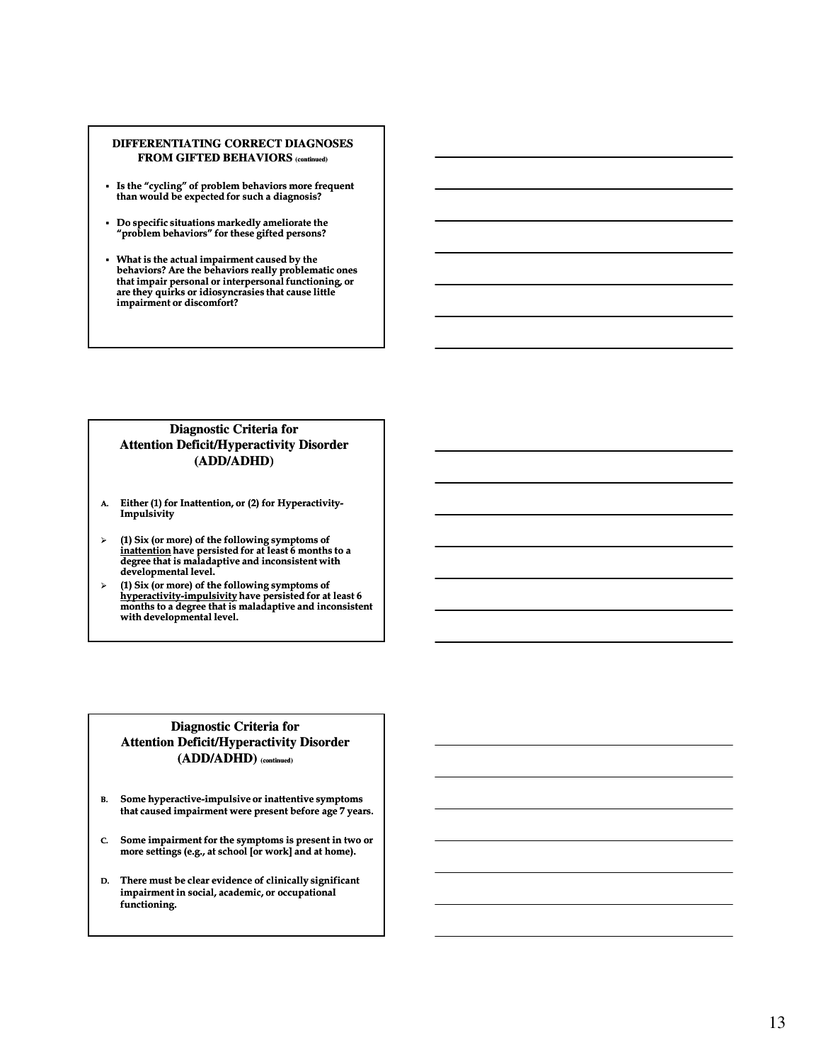## DIFFERENTIATING CORRECT DIAGNOSES FROM GIFTED BEHAVIORS (continued)

- **Is the "cycling" of problem behaviors more frequent than would be expected for such a diagnosis?**
- **Do specific situations markedly ameliorate the "problem behaviors" for these gifted persons?**
- **What is the actual impairment caused by the behaviors? Are the behaviors really problematic ones that impair personal or interpersonal functioning, or are they quirks or idiosyncrasies that cause little impairment or discomfort?**

## Diagnostic Criteria for Attention Deficit/Hyperactivity Disorder (ADD/ADHD)

A. **Either (1) for Inattention, or (2) for Hyperactivity-Impulsivity**

- **(1) Six (or more) of the following symptoms of <u>inattention</u> have persisted for at least 6 months to a degree that is maladaptive and inconsistent with developmental level.**
- **(1) Six (or more) of the following symptoms of <u>hyperactivity-impulsivity</u> have persisted for at least 6 months to a degree that is maladaptive and inconsistent with developmental level.**

## Diagnostic Criteria for Attention Deficit/Hyperactivity Disorder (ADD/ADHD) (continued)

B. **Some hyperactive-impulsive or inattentive symptoms that caused impairment were present before age 7 years.**

C. **Some impairment for the symptoms is present in two or more settings (e.g., at school [or work] and at home).**

D. **There must be clear evidence of clinically significant impairment in social, academic, or occupational functioning.**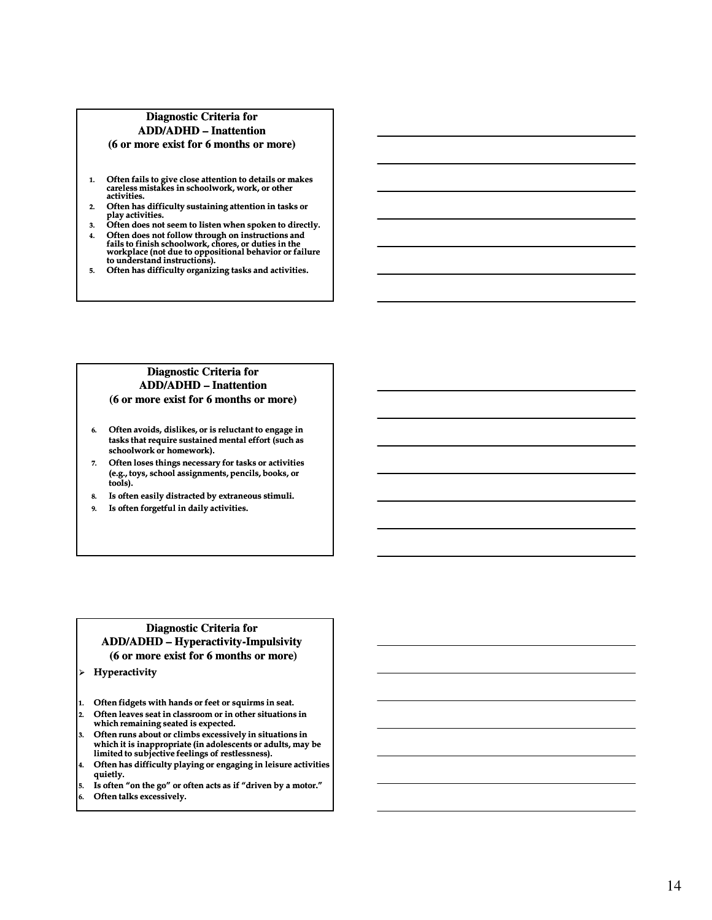## Diagnostic Criteria for ADD/ADHD – Inattention (6 or more exist for 6 months or more)

1. **Often fails to give close attention to details or makes careless mistakes in schoolwork, work, or other activities.**
2. **Often has difficulty sustaining attention in tasks or play activities.**
3. **Often does not seem to listen when spoken to directly.**
4. **Often does not follow through on instructions and fails to finish schoolwork, chores, or duties in the workplace (not due to oppositional behavior or failure to understand instructions).**
5. **Often has difficulty organizing tasks and activities.**

## Diagnostic Criteria for ADD/ADHD – Inattention (6 or more exist for 6 months or more)

6. **Often avoids, dislikes, or is reluctant to engage in tasks that require sustained mental effort (such as schoolwork or homework).**
7. **Often loses things necessary for tasks or activities (e.g., toys, school assignments, pencils, books, or tools).**
8. **Is often easily distracted by extraneous stimuli.**
9. **Is often forgetful in daily activities.**

## Diagnostic Criteria for ADD/ADHD – Hyperactivity-Impulsivity (6 or more exist for 6 months or more)

- **Hyperactivity**

1. **Often fidgets with hands or feet or squirms in seat.**
2. **Often leaves seat in classroom or in other situations in which remaining seated is expected.**
3. **Often runs about or climbs excessively in situations in which it is inappropriate (in adolescents or adults, may be limited to subjective feelings of restlessness).**
4. **Often has difficulty playing or engaging in leisure activities quietly.**
5. **Is often "on the go" or often acts as if "driven by a motor."**
6. **Often talks excessively.**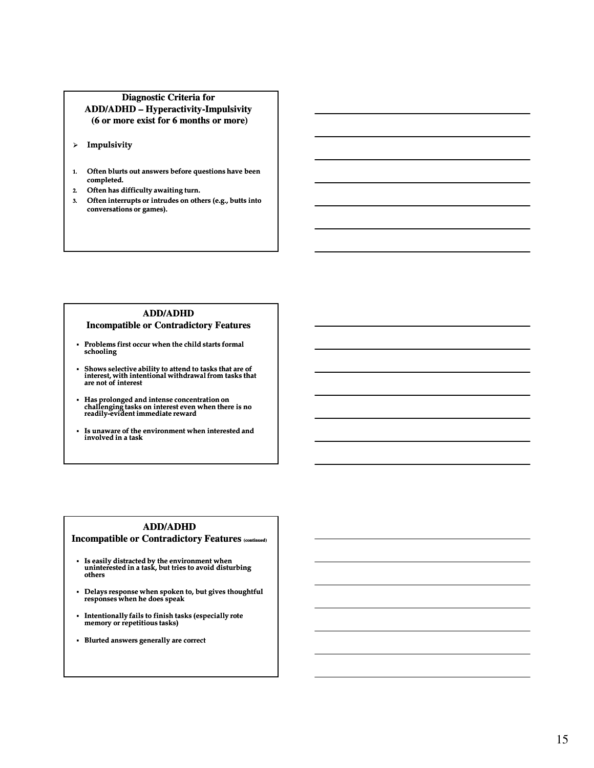## Diagnostic Criteria for ADD/ADHD – Hyperactivity-Impulsivity (6 or more exist for 6 months or more)

- **Impulsivity**

1. **Often blurts out answers before questions have been completed.**
2. **Often has difficulty awaiting turn.**
3. **Often interrupts or intrudes on others (e.g., butts into conversations or games).**

## ADD/ADHD Incompatible or Contradictory Features

- **Problems first occur when the child starts formal schooling**
- **Shows selective ability to attend to tasks that are of interest, with intentional withdrawal from tasks that are not of interest**
- **Has prolonged and intense concentration on challenging tasks on interest even when there is no readily-evident immediate reward**
- **Is unaware of the environment when interested and involved in a task**

## ADD/ADHD Incompatible or Contradictory Features (continued)

- **Is easily distracted by the environment when uninterested in a task, but tries to avoid disturbing others**
- **Delays response when spoken to, but gives thoughtful responses when he does speak**
- **Intentionally fails to finish tasks (especially rote memory or repetitious tasks)**
- **Blurted answers generally are correct**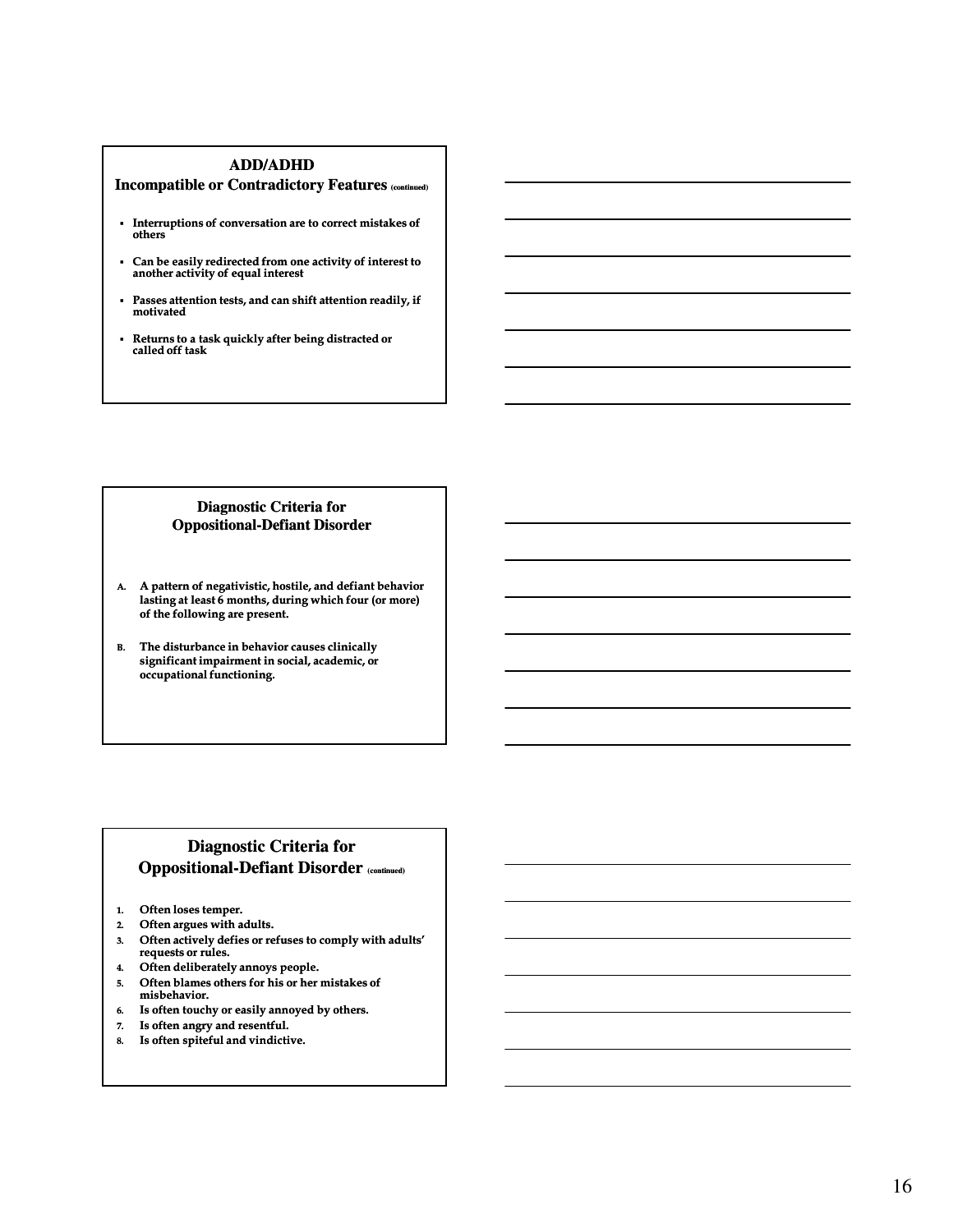## ADD/ADHD

### Incompatible or Contradictory Features (continued)

- Interruptions of conversation are to correct mistakes of others
- Can be easily redirected from one activity of interest to another activity of equal interest
- Passes attention tests, and can shift attention readily, if motivated
- Returns to a task quickly after being distracted or called off task

## Diagnostic Criteria for Oppositional-Defiant Disorder

A. A pattern of negativistic, hostile, and defiant behavior lasting at least 6 months, during which four (or more) of the following are present.

B. The disturbance in behavior causes clinically significant impairment in social, academic, or occupational functioning.

## Diagnostic Criteria for Oppositional-Defiant Disorder (continued)

1. Often loses temper.
2. Often argues with adults.
3. Often actively defies or refuses to comply with adults' requests or rules.
4. Often deliberately annoys people.
5. Often blames others for his or her mistakes of misbehavior.
6. Is often touchy or easily annoyed by others.
7. Is often angry and resentful.
8. Is often spiteful and vindictive.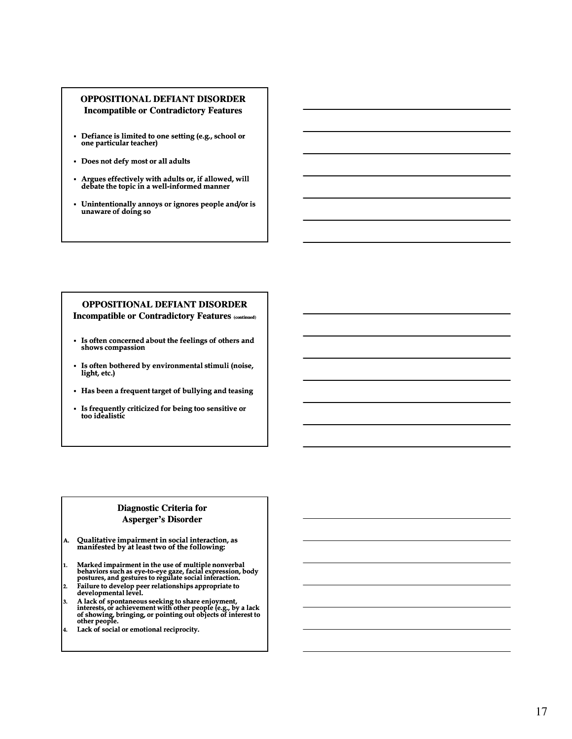## OPPOSITIONAL DEFIANT DISORDER
### Incompatible or Contradictory Features

- Defiance is limited to one setting (e.g., school or one particular teacher)
- Does not defy most or all adults
- Argues effectively with adults or, if allowed, will debate the topic in a well-informed manner
- Unintentionally annoys or ignores people and/or is unaware of doing so

## OPPOSITIONAL DEFIANT DISORDER
### Incompatible or Contradictory Features (continued)

- Is often concerned about the feelings of others and shows compassion
- Is often bothered by environmental stimuli (noise, light, etc.)
- Has been a frequent target of bullying and teasing
- Is frequently criticized for being too sensitive or too idealistic

## Diagnostic Criteria for Asperger's Disorder

A. Qualitative impairment in social interaction, as manifested by at least two of the following:

1. Marked impairment in the use of multiple nonverbal behaviors such as eye-to-eye gaze, facial expression, body postures, and gestures to regulate social interaction.
2. Failure to develop peer relationships appropriate to developmental level.
3. A lack of spontaneous seeking to share enjoyment, interests, or achievement with other people (e.g., by a lack of showing, bringing, or pointing out objects of interest to other people.
4. Lack of social or emotional reciprocity.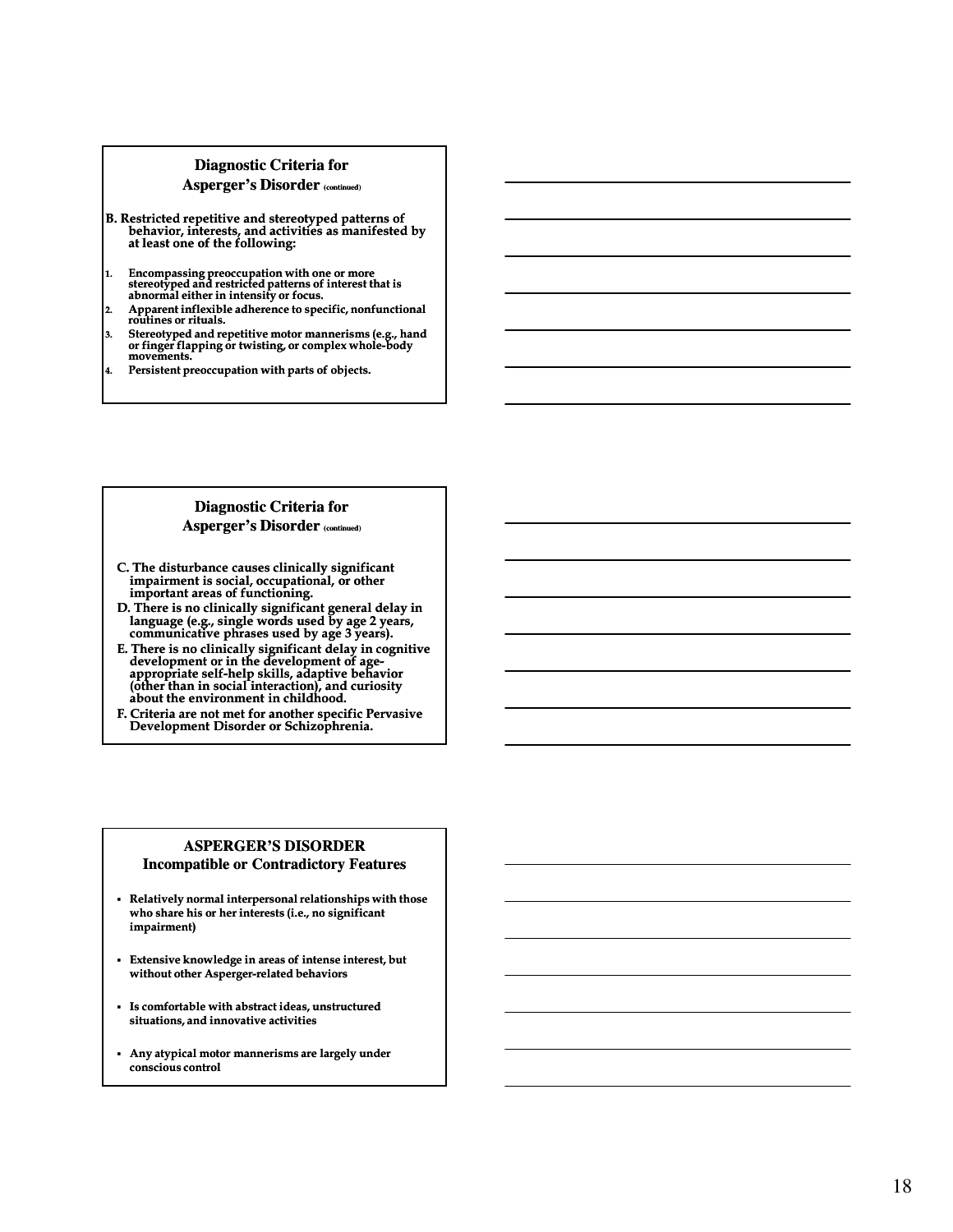## Diagnostic Criteria for Asperger's Disorder (continued)

**B. Restricted repetitive and stereotyped patterns of behavior, interests, and activities as manifested by at least one of the following:**

1. **Encompassing preoccupation with one or more stereotyped and restricted patterns of interest that is abnormal either in intensity or focus.**
2. **Apparent inflexible adherence to specific, nonfunctional routines or rituals.**
3. **Stereotyped and repetitive motor mannerisms (e.g., hand or finger flapping or twisting, or complex whole-body movements.**
4. **Persistent preoccupation with parts of objects.**

## Diagnostic Criteria for Asperger's Disorder (continued)

**C. The disturbance causes clinically significant impairment is social, occupational, or other important areas of functioning.**

**D. There is no clinically significant general delay in language (e.g., single words used by age 2 years, communicative phrases used by age 3 years).**

**E. There is no clinically significant delay in cognitive development or in the development of age-appropriate self-help skills, adaptive behavior (other than in social interaction), and curiosity about the environment in childhood.**

**F. Criteria are not met for another specific Pervasive Development Disorder or Schizophrenia.**

## ASPERGER'S DISORDER
## Incompatible or Contradictory Features

- **Relatively normal interpersonal relationships with those who share his or her interests (i.e., no significant impairment)**
- **Extensive knowledge in areas of intense interest, but without other Asperger-related behaviors**
- **Is comfortable with abstract ideas, unstructured situations, and innovative activities**
- **Any atypical motor mannerisms are largely under conscious control**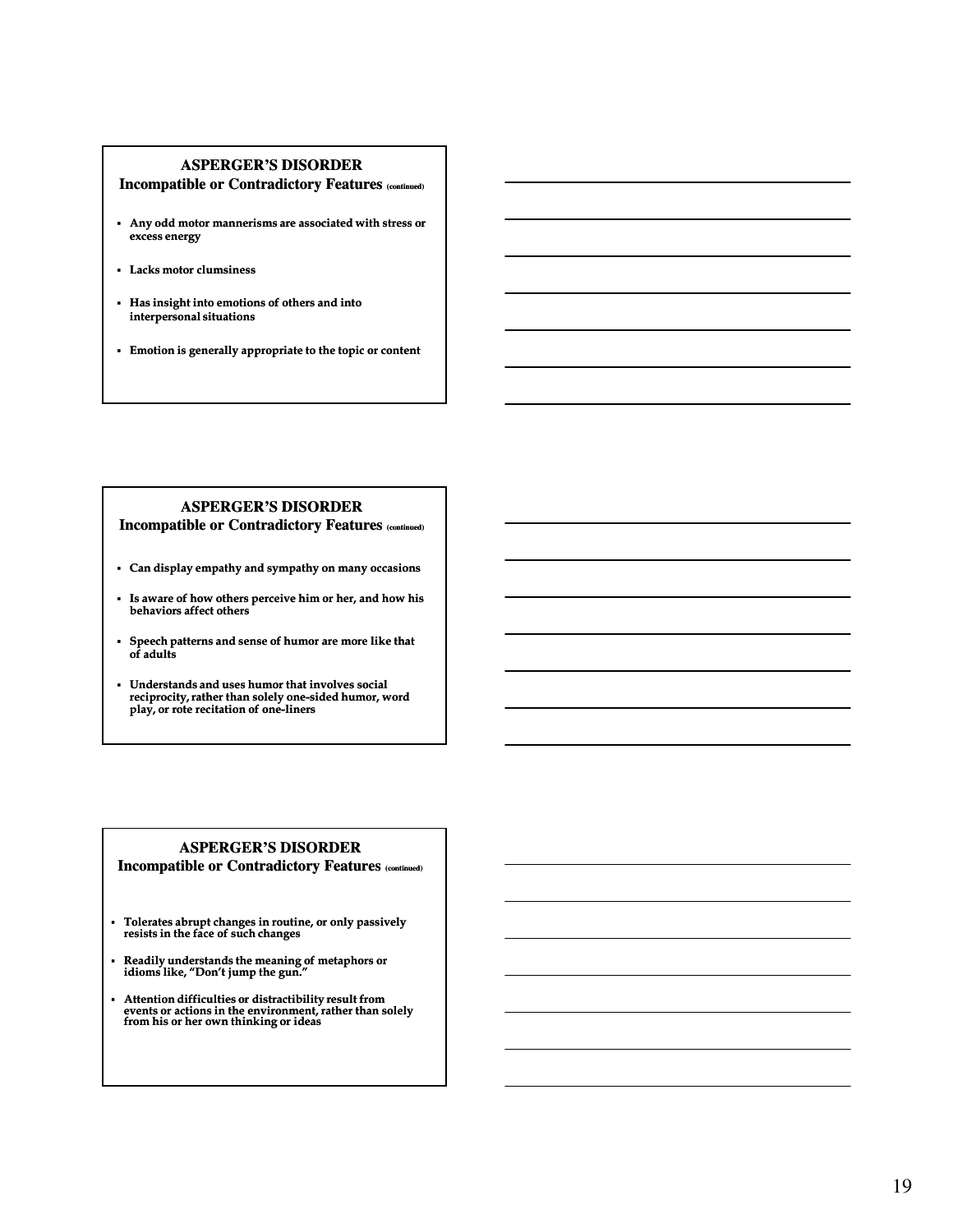## ASPERGER'S DISORDER
### Incompatible or Contradictory Features (continued)

- Any odd motor mannerisms are associated with stress or excess energy
- Lacks motor clumsiness
- Has insight into emotions of others and into interpersonal situations
- Emotion is generally appropriate to the topic or content

## ASPERGER'S DISORDER
### Incompatible or Contradictory Features (continued)

- Can display empathy and sympathy on many occasions
- Is aware of how others perceive him or her, and how his behaviors affect others
- Speech patterns and sense of humor are more like that of adults
- Understands and uses humor that involves social reciprocity, rather than solely one-sided humor, word play, or rote recitation of one-liners

## ASPERGER'S DISORDER
### Incompatible or Contradictory Features (continued)

- Tolerates abrupt changes in routine, or only passively resists in the face of such changes
- Readily understands the meaning of metaphors or idioms like, "Don't jump the gun."
- Attention difficulties or distractibility result from events or actions in the environment, rather than solely from his or her own thinking or ideas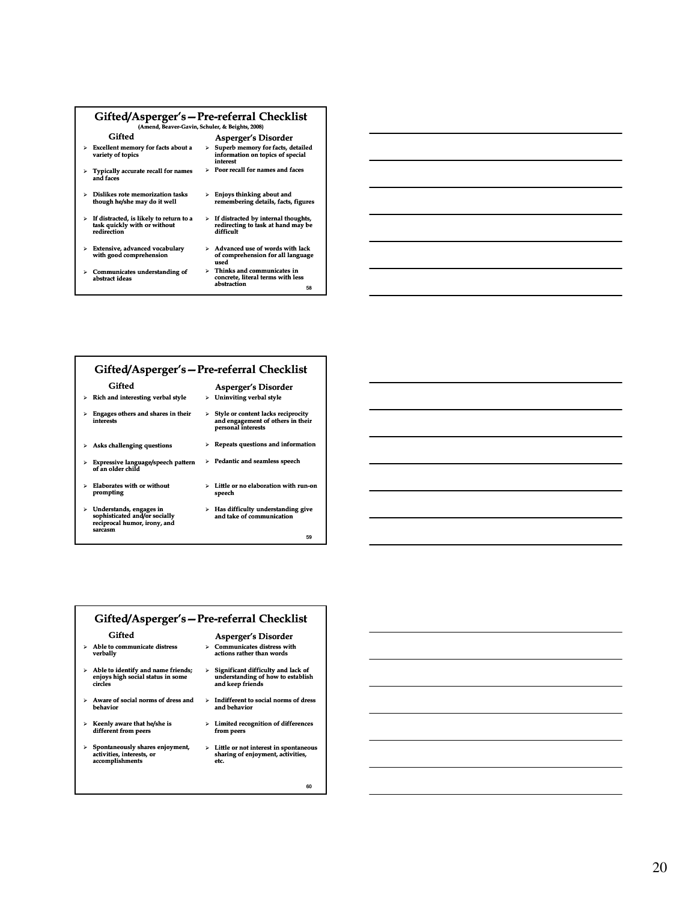## Gifted/Asperger's—Pre-referral Checklist

(Amend, Beaver-Gavin, Schuler, & Beights, 2008)

| Gifted | Asperger's Disorder |
| --- | --- |
| Excellent memory for facts about a variety of topics | Superb memory for facts, detailed information on topics of special interest |
| Typically accurate recall for names and faces | Poor recall for names and faces |
| Dislikes rote memorization tasks though he/she may do it well | Enjoys thinking about and remembering details, facts, figures |
| If distracted, is likely to return to a task quickly with or without redirection | If distracted by internal thoughts, redirecting to task at hand may be difficult |
| Extensive, advanced vocabulary with good comprehension | Advanced use of words with lack of comprehension for all language used |
| Communicates understanding of abstract ideas | Thinks and communicates in concrete, literal terms with less abstraction |

## Gifted/Asperger's—Pre-referral Checklist

| Gifted | Asperger's Disorder |
| --- | --- |
| Rich and interesting verbal style | Uninviting verbal style |
| Engages others and shares in their interests | Style or content lacks reciprocity and engagement of others in their personal interests |
| Asks challenging questions | Repeats questions and information |
| Expressive language/speech pattern of an older child | Pedantic and seamless speech |
| Elaborates with or without prompting | Little or no elaboration with run-on speech |
| Understands, engages in sophisticated and/or socially reciprocal humor, irony, and sarcasm | Has difficulty understanding give and take of communication |

## Gifted/Asperger's—Pre-referral Checklist

| Gifted | Asperger's Disorder |
| --- | --- |
| Able to communicate distress verbally | Communicates distress with actions rather than words |
| Able to identify and name friends; enjoys high social status in some circles | Significant difficulty and lack of understanding of how to establish and keep friends |
| Aware of social norms of dress and behavior | Indifferent to social norms of dress and behavior |
| Keenly aware that he/she is different from peers | Limited recognition of differences from peers |
| Spontaneously shares enjoyment, activities, interests, or accomplishments | Little or not interest in spontaneous sharing of enjoyment, activities, etc. |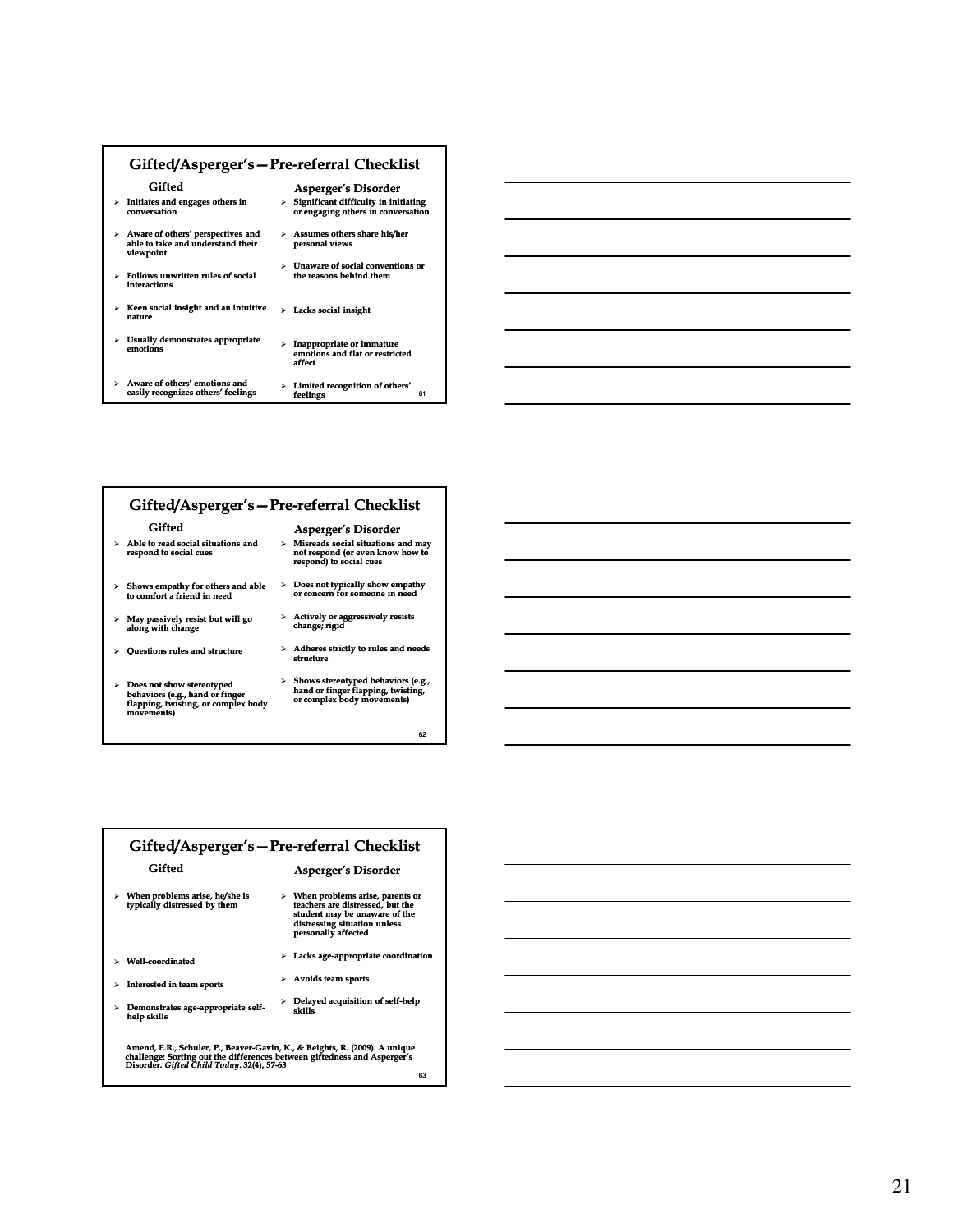## Gifted/Asperger's—Pre-referral Checklist

| Gifted | Asperger's Disorder |
|---|---|
| Initiates and engages others in conversation | Significant difficulty in initiating or engaging others in conversation |
| Aware of others' perspectives and able to take and understand their viewpoint | Assumes others share his/her personal views |
| Follows unwritten rules of social interactions | Unaware of social conventions or the reasons behind them |
| Keen social insight and an intuitive nature | Lacks social insight |
| Usually demonstrates appropriate emotions | Inappropriate or immature emotions and flat or restricted affect |
| Aware of others' emotions and easily recognizes others' feelings | Limited recognition of others' feelings |

61

## Gifted/Asperger's—Pre-referral Checklist

| Gifted | Asperger's Disorder |
|---|---|
| Able to read social situations and respond to social cues | Misreads social situations and may not respond (or even know how to respond) to social cues |
| Shows empathy for others and able to comfort a friend in need | Does not typically show empathy or concern for someone in need |
| May passively resist but will go along with change | Actively or aggressively resists change; rigid |
| Questions rules and structure | Adheres strictly to rules and needs structure |
| Does not show stereotyped behaviors (e.g., hand or finger flapping, twisting, or complex body movements) | Shows stereotyped behaviors (e.g., hand or finger flapping, twisting, or complex body movements) |

62

## Gifted/Asperger's—Pre-referral Checklist

| Gifted | Asperger's Disorder |
|---|---|
| When problems arise, he/she is typically distressed by them | When problems arise, parents or teachers are distressed, but the student may be unaware of the distressing situation unless personally affected |
| Well-coordinated | Lacks age-appropriate coordination |
| Interested in team sports | Avoids team sports |
| Demonstrates age-appropriate self-help skills | Delayed acquisition of self-help skills |

Amend, E.R., Schuler, P., Beaver-Gavin, K., & Beights, R. (2009). A unique challenge: Sorting out the differences between giftedness and Asperger's Disorder. *Gifted Child Today*. 32(4), 57-63

63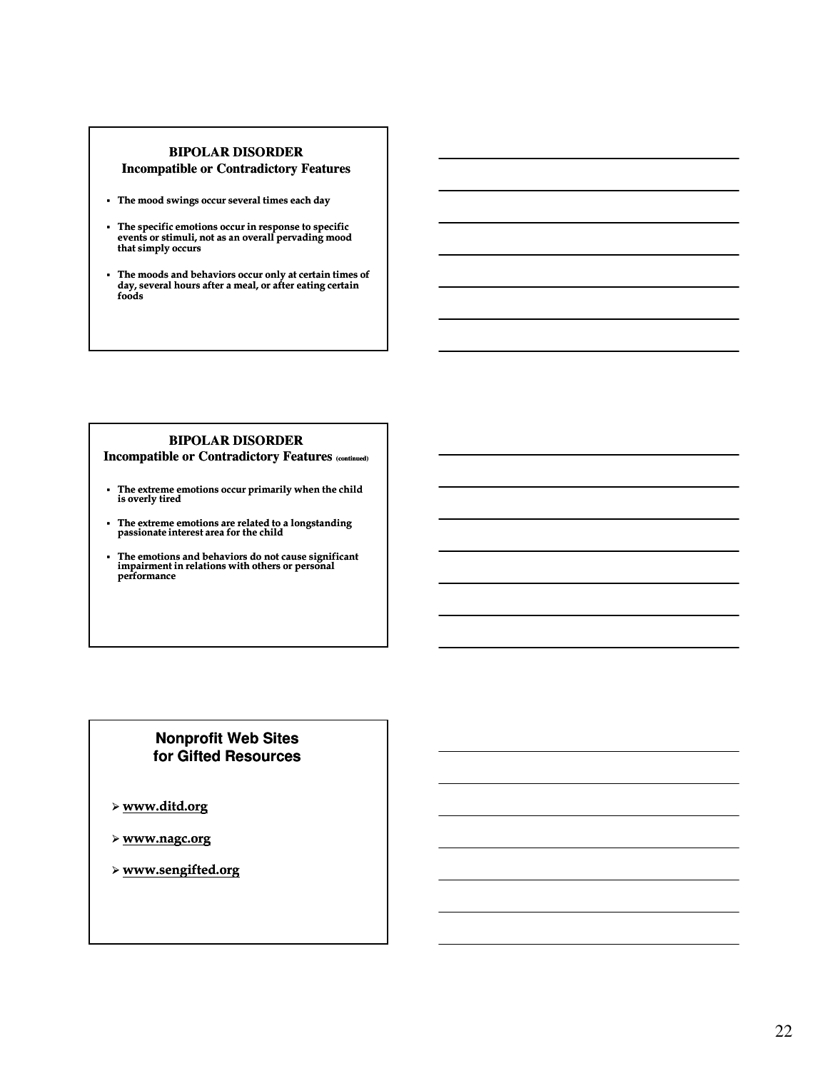## BIPOLAR DISORDER
### Incompatible or Contradictory Features

- The mood swings occur several times each day
- The specific emotions occur in response to specific events or stimuli, not as an overall pervading mood that simply occurs
- The moods and behaviors occur only at certain times of day, several hours after a meal, or after eating certain foods

## BIPOLAR DISORDER
### Incompatible or Contradictory Features (continued)

- The extreme emotions occur primarily when the child is overly tired
- The extreme emotions are related to a longstanding passionate interest area for the child
- The emotions and behaviors do not cause significant impairment in relations with others or personal performance

## Nonprofit Web Sites for Gifted Resources

- www.ditd.org
- www.nagc.org
- www.sengifted.org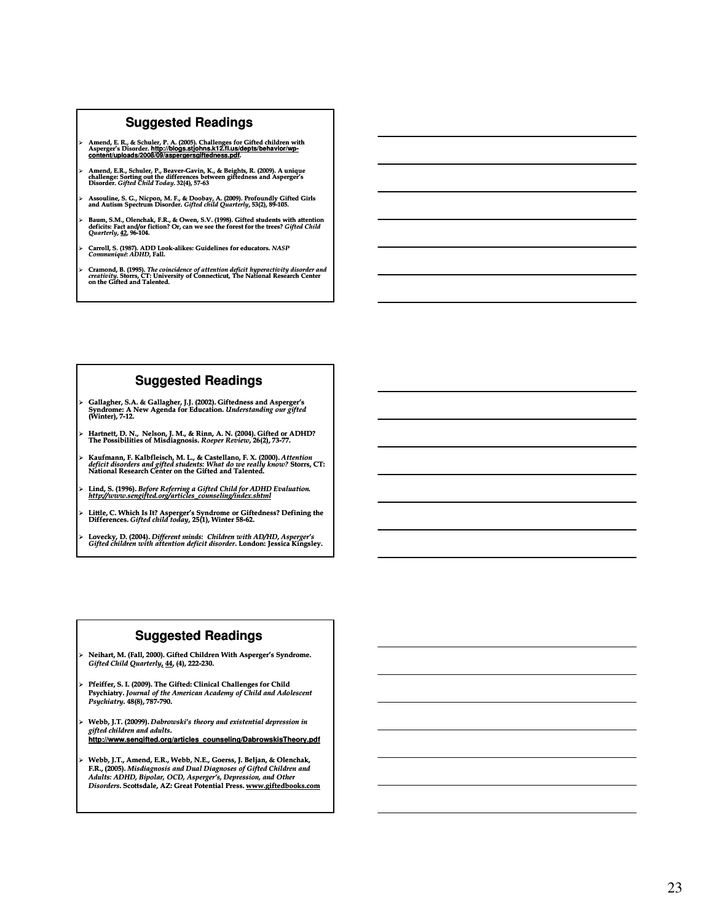## Suggested Readings

- Amend, E. R., & Schuler, P. A. (2005). Challenges for Gifted children with Asperger's Disorder. http://blogs.stjohns.k12.fl.us/depts/behavior/wp-content/uploads/2008/09/aspergersgiftedness.pdf.
- Amend, E.R., Schuler, P., Beaver-Gavin, K., & Beights, R. (2009). A unique challenge: Sorting out the differences between giftedness and Asperger's Disorder. *Gifted Child Today*. 32(4), 57-63
- Assouline, S. G., Nicpon, M. F., & Doobay, A. (2009). Profoundly Gifted Girls and Autism Spectrum Disorder. *Gifted child Quarterly*, 53(2), 89-105.
- Baum, S.M., Olenchak, F.R., & Owen, S.V. (1998). Gifted students with attention deficits: Fact and/or fiction? Or, can we see the forest for the trees? *Gifted Child Quarterly*, 42, 96-104.
- Carroll, S. (1987). ADD Look-alikes: Guidelines for educators. *NASP Communiqué: ADHD*, Fall.
- Cramond, B. (1995). *The coincidence of attention deficit hyperactivity disorder and creativity*. Storrs, CT: University of Connecticut, The National Research Center on the Gifted and Talented.

## Suggested Readings

- Gallagher, S.A. & Gallagher, J.J. (2002). Giftedness and Asperger's Syndrome: A New Agenda for Education. *Understanding our gifted* (Winter), 7-12.
- Hartnett, D. N., Nelson, J. M., & Rinn, A. N. (2004). Gifted or ADHD? The Possibilities of Misdiagnosis. *Roeper Review*, 26(2), 73-77.
- Kaufmann, F. Kalbfleisch, M. L., & Castellano, F. X. (2000). *Attention deficit disorders and gifted students: What do we really know?* Storrs, CT: National Research Center on the Gifted and Talented.
- Lind, S. (1996). *Before Referring a Gifted Child for ADHD Evaluation. http://www.sengifted.org/articles_counseling/index.shtml*
- Little, C. Which Is It? Asperger's Syndrome or Giftedness? Defining the Differences. *Gifted child today*, 25(1), Winter 58-62.
- Lovecky, D. (2004). *Different minds: Children with AD/HD, Asperger's Gifted children with attention deficit disorder*. London: Jessica Kingsley.

## Suggested Readings

- Neihart, M. (Fall, 2000). Gifted Children With Asperger's Syndrome. *Gifted Child Quarterly*, 44, (4), 222-230.
- Pfeiffer, S. I. (2009). The Gifted: Clinical Challenges for Child Psychiatry. *Journal of the American Academy of Child and Adolescent Psychiatry*. 48(8), 787-790.
- Webb, J.T. (20099). *Dabrowski's theory and existential depression in gifted children and adults*. http://www.sengifted.org/articles_counseling/DabrowskisTheory.pdf
- Webb, J.T., Amend, E.R., Webb, N.E., Goerss, J. Beljan, & Olenchak, F.R., (2005). *Misdiagnosis and Dual Diagnoses of Gifted Children and Adults: ADHD, Bipolar, OCD, Asperger's, Depression, and Other Disorders*. Scottsdale, AZ: Great Potential Press. www.giftedbooks.com